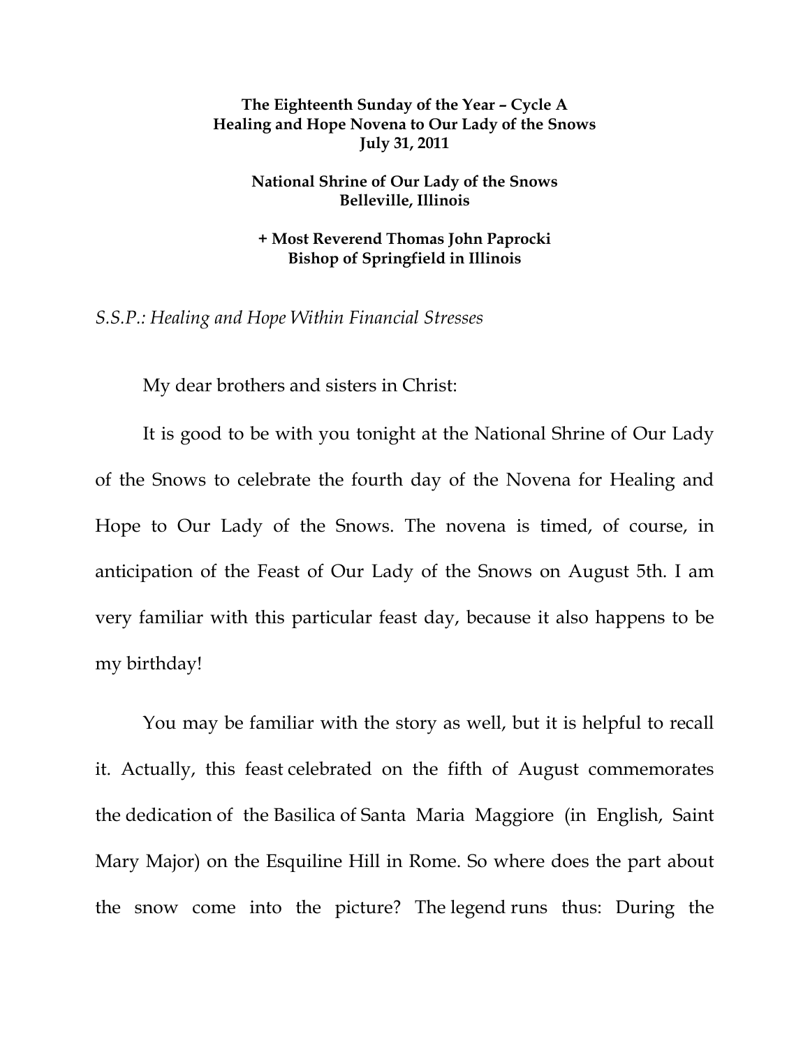**The Eighteenth Sunday of the Year – Cycle A**
**Healing and Hope Novena to Our Lady of the Snows**
**July 31, 2011**

**National Shrine of Our Lady of the Snows**
**Belleville, Illinois**

**+ Most Reverend Thomas John Paprocki**
**Bishop of Springfield in Illinois**

*S.S.P.: Healing and Hope Within Financial Stresses*

My dear brothers and sisters in Christ:

It is good to be with you tonight at the National Shrine of Our Lady of the Snows to celebrate the fourth day of the Novena for Healing and Hope to Our Lady of the Snows. The novena is timed, of course, in anticipation of the Feast of Our Lady of the Snows on August 5th. I am very familiar with this particular feast day, because it also happens to be my birthday!

You may be familiar with the story as well, but it is helpful to recall it. Actually, this feast celebrated on the fifth of August commemorates the dedication of the Basilica of Santa Maria Maggiore (in English, Saint Mary Major) on the Esquiline Hill in Rome. So where does the part about the snow come into the picture? The legend runs thus: During the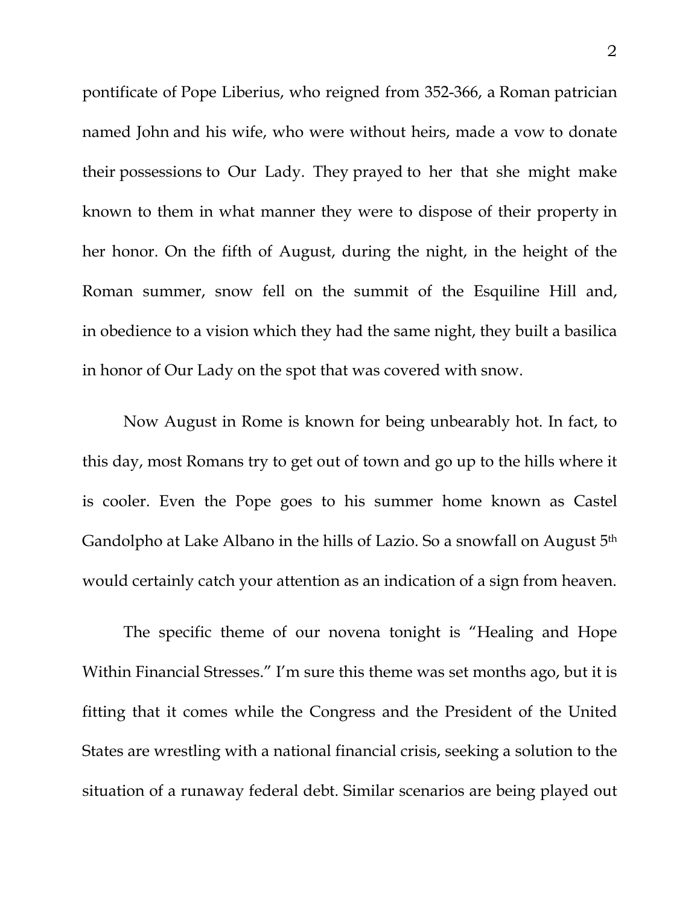pontificate of Pope Liberius, who reigned from 352-366, a Roman patrician named John and his wife, who were without heirs, made a vow to donate their possessions to Our Lady. They prayed to her that she might make known to them in what manner they were to dispose of their property in her honor. On the fifth of August, during the night, in the height of the Roman summer, snow fell on the summit of the Esquiline Hill and, in obedience to a vision which they had the same night, they built a basilica in honor of Our Lady on the spot that was covered with snow.

Now August in Rome is known for being unbearably hot. In fact, to this day, most Romans try to get out of town and go up to the hills where it is cooler. Even the Pope goes to his summer home known as Castel Gandolpho at Lake Albano in the hills of Lazio. So a snowfall on August 5th would certainly catch your attention as an indication of a sign from heaven.

The specific theme of our novena tonight is "Healing and Hope Within Financial Stresses." I'm sure this theme was set months ago, but it is fitting that it comes while the Congress and the President of the United States are wrestling with a national financial crisis, seeking a solution to the situation of a runaway federal debt. Similar scenarios are being played out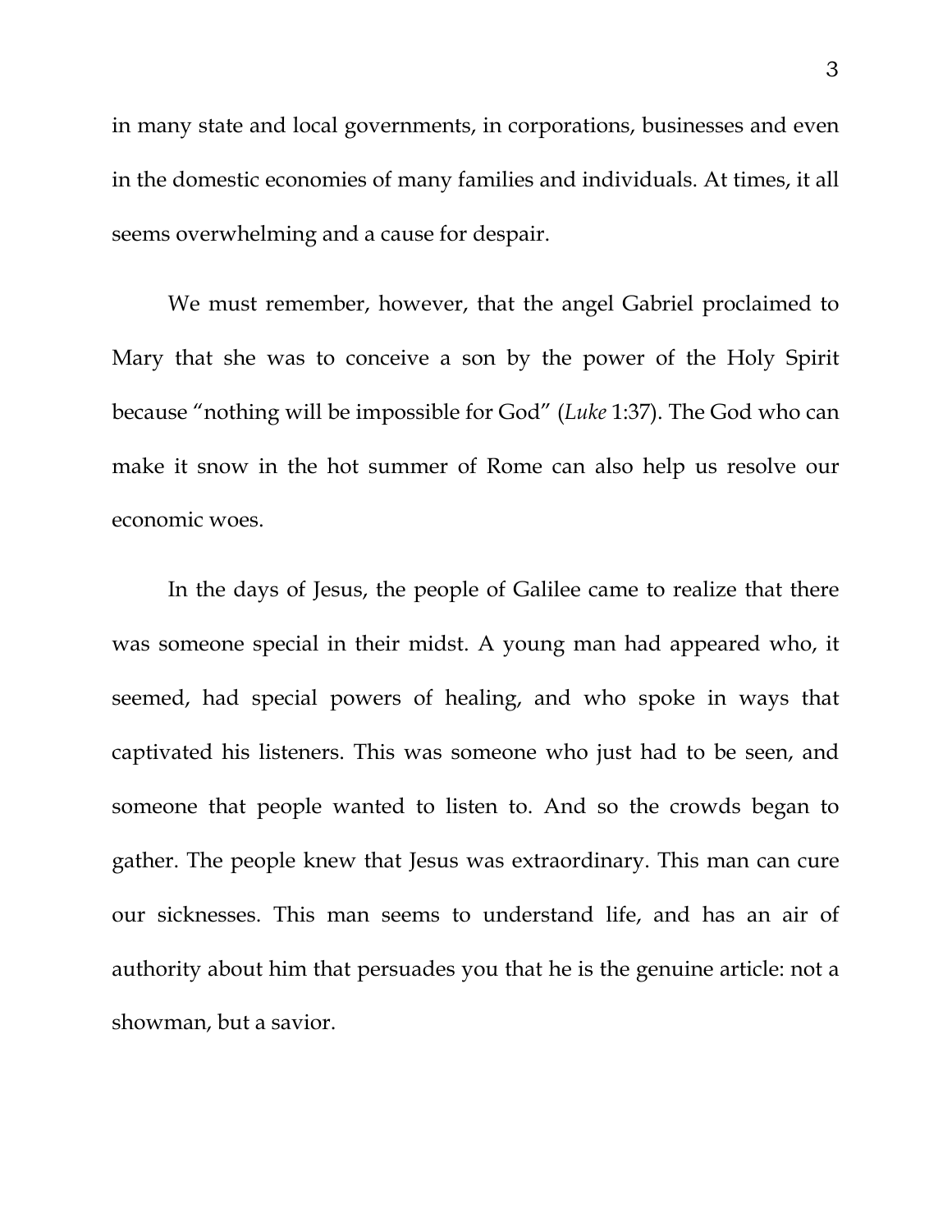in many state and local governments, in corporations, businesses and even in the domestic economies of many families and individuals. At times, it all seems overwhelming and a cause for despair.

We must remember, however, that the angel Gabriel proclaimed to Mary that she was to conceive a son by the power of the Holy Spirit because "nothing will be impossible for God" (*Luke* 1:37). The God who can make it snow in the hot summer of Rome can also help us resolve our economic woes.

In the days of Jesus, the people of Galilee came to realize that there was someone special in their midst. A young man had appeared who, it seemed, had special powers of healing, and who spoke in ways that captivated his listeners. This was someone who just had to be seen, and someone that people wanted to listen to. And so the crowds began to gather. The people knew that Jesus was extraordinary. This man can cure our sicknesses. This man seems to understand life, and has an air of authority about him that persuades you that he is the genuine article: not a showman, but a savior.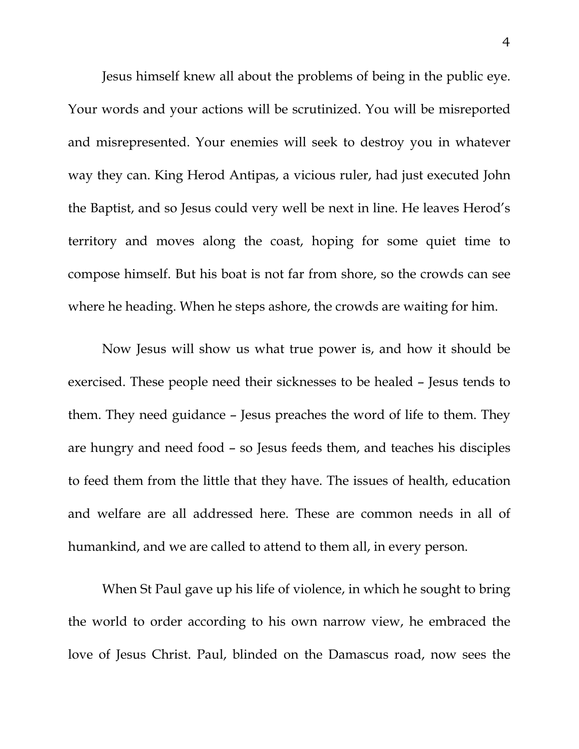Jesus himself knew all about the problems of being in the public eye. Your words and your actions will be scrutinized. You will be misreported and misrepresented. Your enemies will seek to destroy you in whatever way they can. King Herod Antipas, a vicious ruler, had just executed John the Baptist, and so Jesus could very well be next in line. He leaves Herod's territory and moves along the coast, hoping for some quiet time to compose himself. But his boat is not far from shore, so the crowds can see where he heading. When he steps ashore, the crowds are waiting for him.

Now Jesus will show us what true power is, and how it should be exercised. These people need their sicknesses to be healed – Jesus tends to them. They need guidance – Jesus preaches the word of life to them. They are hungry and need food – so Jesus feeds them, and teaches his disciples to feed them from the little that they have. The issues of health, education and welfare are all addressed here. These are common needs in all of humankind, and we are called to attend to them all, in every person.

When St Paul gave up his life of violence, in which he sought to bring the world to order according to his own narrow view, he embraced the love of Jesus Christ. Paul, blinded on the Damascus road, now sees the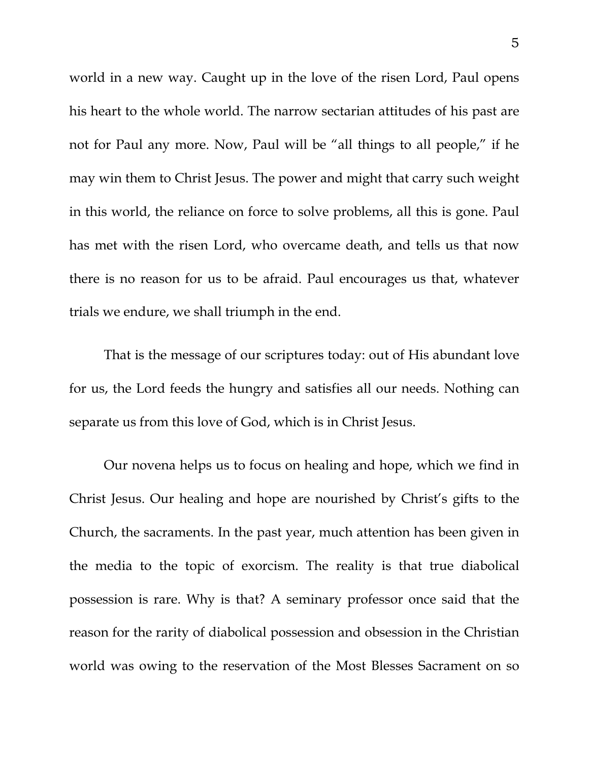world in a new way. Caught up in the love of the risen Lord, Paul opens his heart to the whole world. The narrow sectarian attitudes of his past are not for Paul any more. Now, Paul will be "all things to all people," if he may win them to Christ Jesus. The power and might that carry such weight in this world, the reliance on force to solve problems, all this is gone. Paul has met with the risen Lord, who overcame death, and tells us that now there is no reason for us to be afraid. Paul encourages us that, whatever trials we endure, we shall triumph in the end.

That is the message of our scriptures today: out of His abundant love for us, the Lord feeds the hungry and satisfies all our needs. Nothing can separate us from this love of God, which is in Christ Jesus.

Our novena helps us to focus on healing and hope, which we find in Christ Jesus. Our healing and hope are nourished by Christ's gifts to the Church, the sacraments. In the past year, much attention has been given in the media to the topic of exorcism. The reality is that true diabolical possession is rare. Why is that? A seminary professor once said that the reason for the rarity of diabolical possession and obsession in the Christian world was owing to the reservation of the Most Blesses Sacrament on so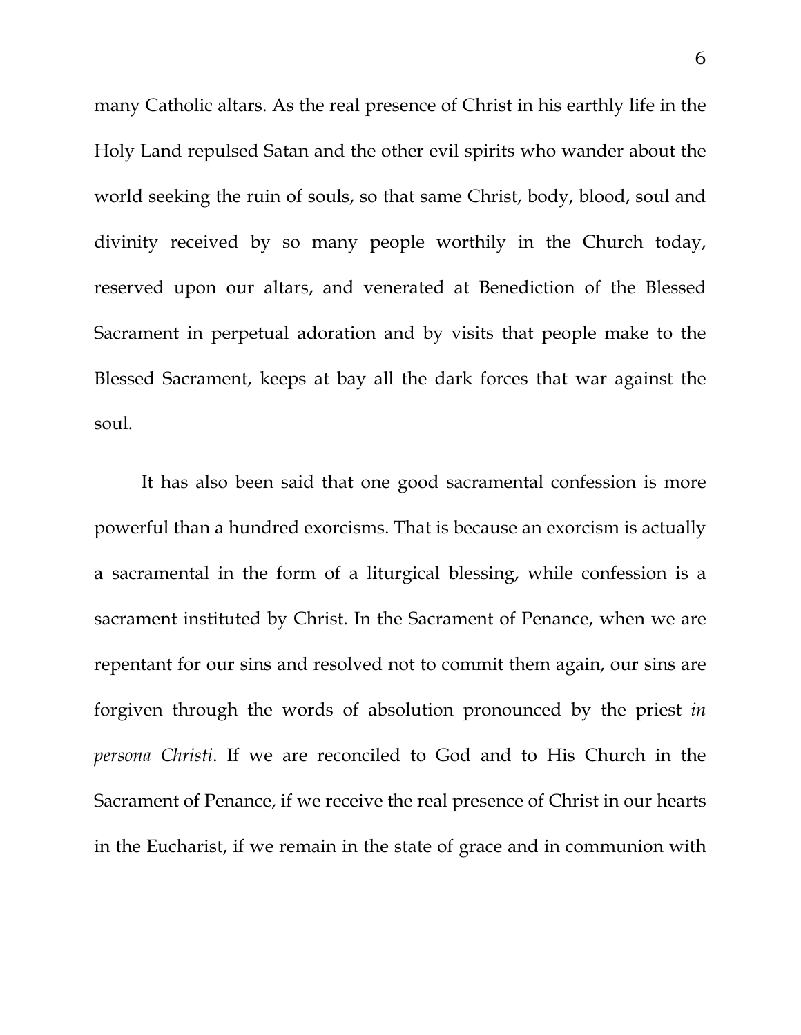many Catholic altars. As the real presence of Christ in his earthly life in the Holy Land repulsed Satan and the other evil spirits who wander about the world seeking the ruin of souls, so that same Christ, body, blood, soul and divinity received by so many people worthily in the Church today, reserved upon our altars, and venerated at Benediction of the Blessed Sacrament in perpetual adoration and by visits that people make to the Blessed Sacrament, keeps at bay all the dark forces that war against the soul.

It has also been said that one good sacramental confession is more powerful than a hundred exorcisms. That is because an exorcism is actually a sacramental in the form of a liturgical blessing, while confession is a sacrament instituted by Christ. In the Sacrament of Penance, when we are repentant for our sins and resolved not to commit them again, our sins are forgiven through the words of absolution pronounced by the priest *in persona Christi*. If we are reconciled to God and to His Church in the Sacrament of Penance, if we receive the real presence of Christ in our hearts in the Eucharist, if we remain in the state of grace and in communion with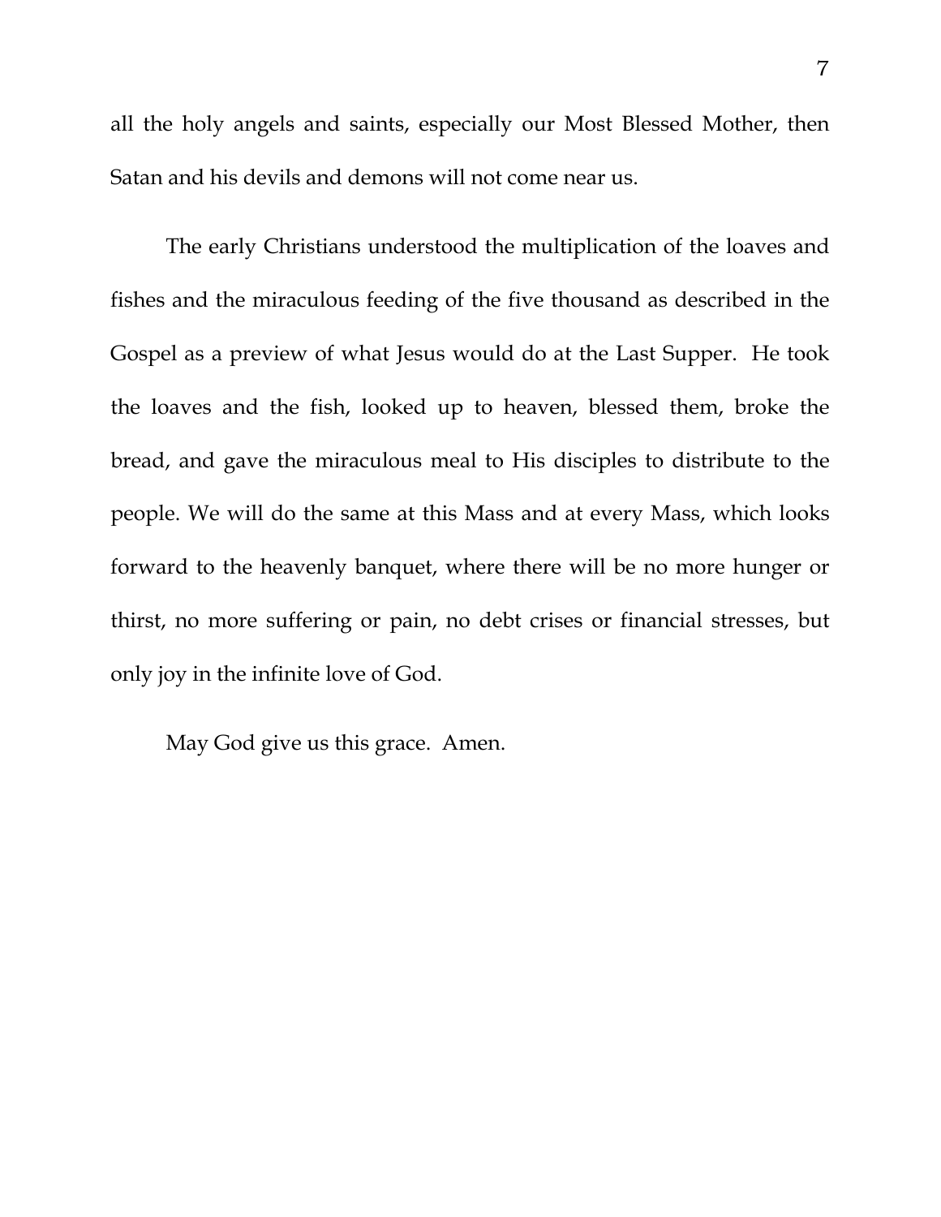all the holy angels and saints, especially our Most Blessed Mother, then Satan and his devils and demons will not come near us.

The early Christians understood the multiplication of the loaves and fishes and the miraculous feeding of the five thousand as described in the Gospel as a preview of what Jesus would do at the Last Supper. He took the loaves and the fish, looked up to heaven, blessed them, broke the bread, and gave the miraculous meal to His disciples to distribute to the people. We will do the same at this Mass and at every Mass, which looks forward to the heavenly banquet, where there will be no more hunger or thirst, no more suffering or pain, no debt crises or financial stresses, but only joy in the infinite love of God.

May God give us this grace. Amen.